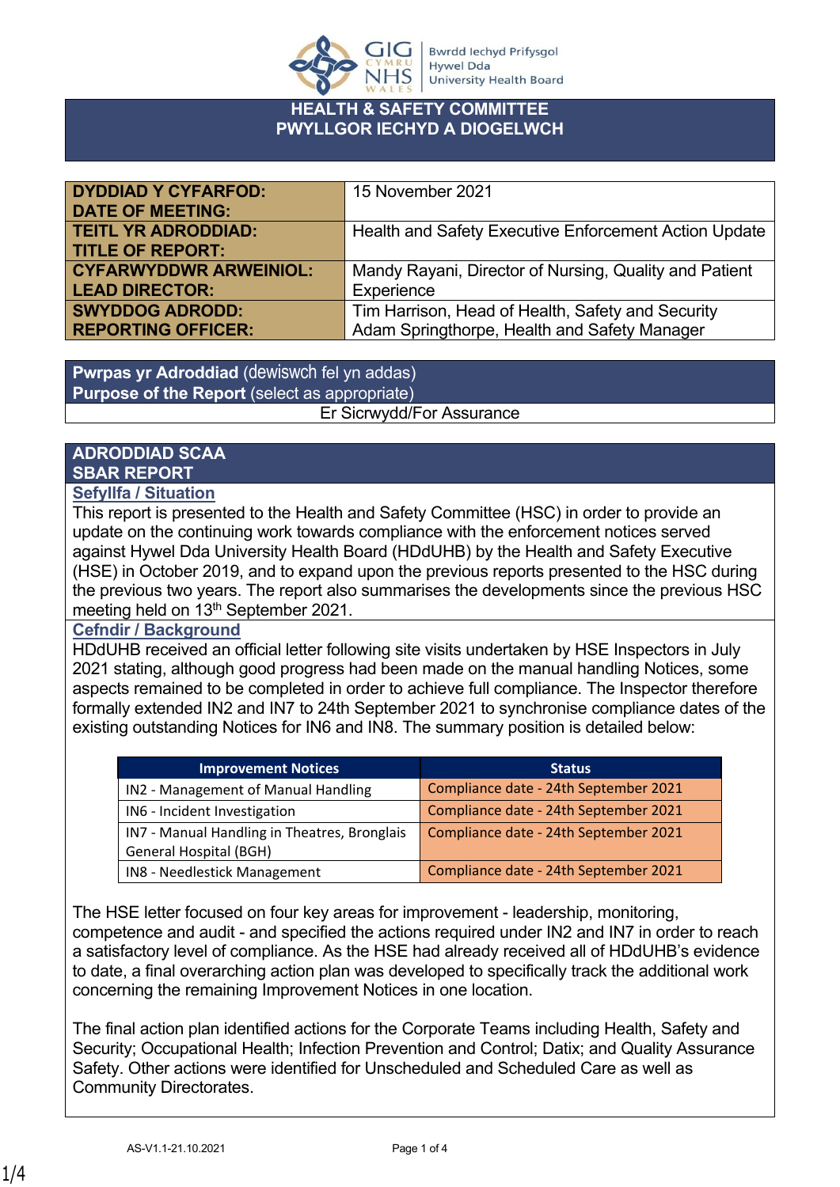# HEALTH & SAFETY COMMITTEE
# PWYLLGOR IECHYD A DIOGELWCH

| | |
|---|---|
| **DYDDIAD Y CYFARFOD: DATE OF MEETING:** | 15 November 2021 |
| **TEITL YR ADRODDIAD: TITLE OF REPORT:** | Health and Safety Executive Enforcement Action Update |
| **CYFARWYDDWR ARWEINIOL: LEAD DIRECTOR:** | Mandy Rayani, Director of Nursing, Quality and Patient Experience |
| **SWYDDOG ADRODD: REPORTING OFFICER:** | Tim Harrison, Head of Health, Safety and Security<br>Adam Springthorpe, Health and Safety Manager |

| **Pwrpas yr Adroddiad** (dewiswch fel yn addas)<br>**Purpose of the Report** (select as appropriate) |
|---|
| Er Sicrwydd/For Assurance |

## ADRODDIAD SCAA
## SBAR REPORT

### Sefyllfa / Situation

This report is presented to the Health and Safety Committee (HSC) in order to provide an update on the continuing work towards compliance with the enforcement notices served against Hywel Dda University Health Board (HDdUHB) by the Health and Safety Executive (HSE) in October 2019, and to expand upon the previous reports presented to the HSC during the previous two years. The report also summarises the developments since the previous HSC meeting held on 13th September 2021.

### Cefndir / Background

HDdUHB received an official letter following site visits undertaken by HSE Inspectors in July 2021 stating, although good progress had been made on the manual handling Notices, some aspects remained to be completed in order to achieve full compliance. The Inspector therefore formally extended IN2 and IN7 to 24th September 2021 to synchronise compliance dates of the existing outstanding Notices for IN6 and IN8. The summary position is detailed below:

| Improvement Notices | Status |
|---|---|
| IN2 - Management of Manual Handling | Compliance date - 24th September 2021 |
| IN6 - Incident Investigation | Compliance date - 24th September 2021 |
| IN7 - Manual Handling in Theatres, Bronglais General Hospital (BGH) | Compliance date - 24th September 2021 |
| IN8 - Needlestick Management | Compliance date - 24th September 2021 |

The HSE letter focused on four key areas for improvement - leadership, monitoring, competence and audit - and specified the actions required under IN2 and IN7 in order to reach a satisfactory level of compliance. As the HSE had already received all of HDdUHB's evidence to date, a final overarching action plan was developed to specifically track the additional work concerning the remaining Improvement Notices in one location.

The final action plan identified actions for the Corporate Teams including Health, Safety and Security; Occupational Health; Infection Prevention and Control; Datix; and Quality Assurance Safety. Other actions were identified for Unscheduled and Scheduled Care as well as Community Directorates.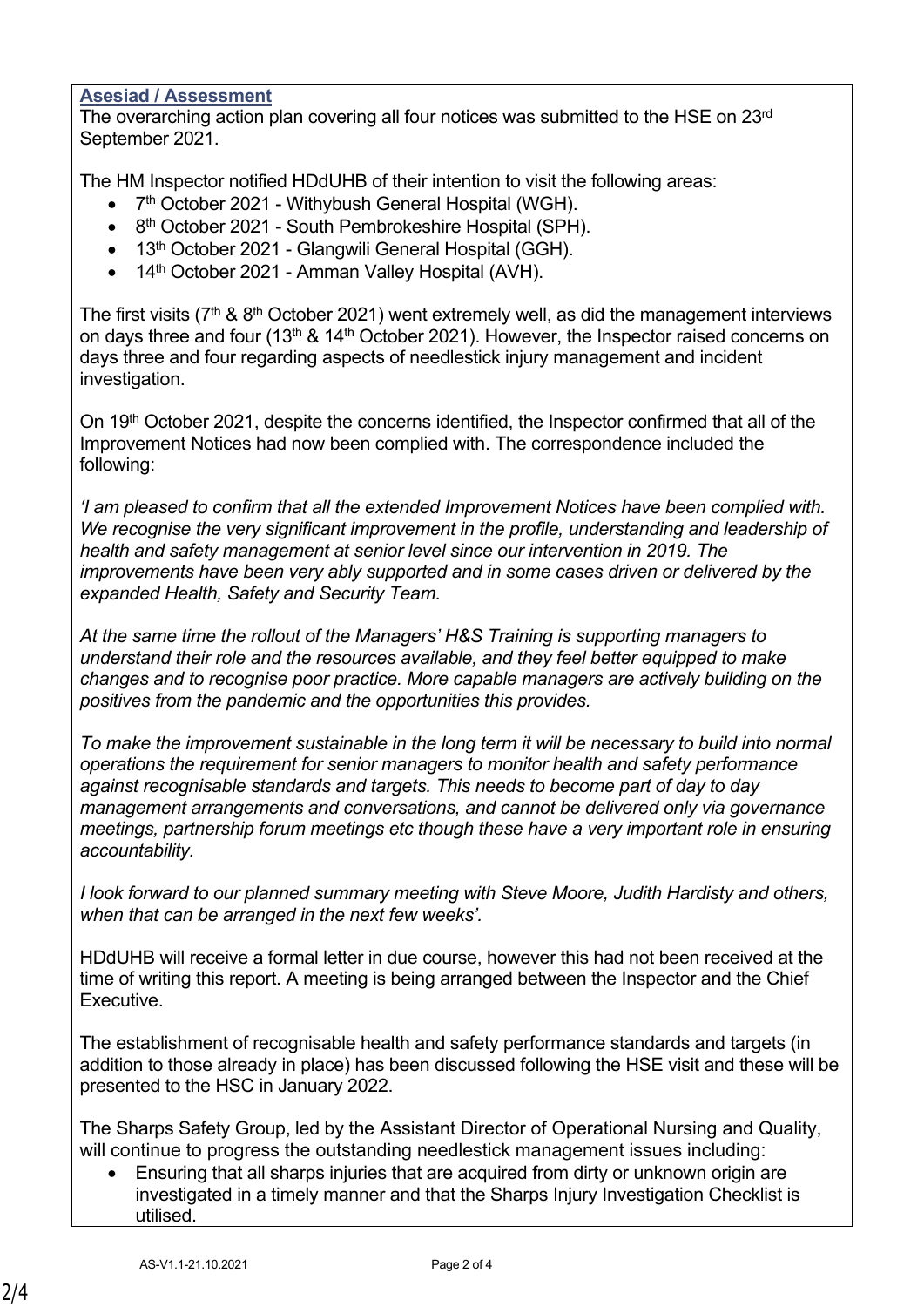## Asesiad / Assessment

The overarching action plan covering all four notices was submitted to the HSE on 23rd September 2021.

The HM Inspector notified HDdUHB of their intention to visit the following areas:

- 7th October 2021 - Withybush General Hospital (WGH).
- 8th October 2021 - South Pembrokeshire Hospital (SPH).
- 13th October 2021 - Glangwili General Hospital (GGH).
- 14th October 2021 - Amman Valley Hospital (AVH).

The first visits (7th & 8th October 2021) went extremely well, as did the management interviews on days three and four (13th & 14th October 2021). However, the Inspector raised concerns on days three and four regarding aspects of needlestick injury management and incident investigation.

On 19th October 2021, despite the concerns identified, the Inspector confirmed that all of the Improvement Notices had now been complied with. The correspondence included the following:

*'I am pleased to confirm that all the extended Improvement Notices have been complied with. We recognise the very significant improvement in the profile, understanding and leadership of health and safety management at senior level since our intervention in 2019. The improvements have been very ably supported and in some cases driven or delivered by the expanded Health, Safety and Security Team.*

*At the same time the rollout of the Managers' H&S Training is supporting managers to understand their role and the resources available, and they feel better equipped to make changes and to recognise poor practice. More capable managers are actively building on the positives from the pandemic and the opportunities this provides.*

*To make the improvement sustainable in the long term it will be necessary to build into normal operations the requirement for senior managers to monitor health and safety performance against recognisable standards and targets. This needs to become part of day to day management arrangements and conversations, and cannot be delivered only via governance meetings, partnership forum meetings etc though these have a very important role in ensuring accountability.*

*I look forward to our planned summary meeting with Steve Moore, Judith Hardisty and others, when that can be arranged in the next few weeks'.*

HDdUHB will receive a formal letter in due course, however this had not been received at the time of writing this report. A meeting is being arranged between the Inspector and the Chief Executive.

The establishment of recognisable health and safety performance standards and targets (in addition to those already in place) has been discussed following the HSE visit and these will be presented to the HSC in January 2022.

The Sharps Safety Group, led by the Assistant Director of Operational Nursing and Quality, will continue to progress the outstanding needlestick management issues including:

- Ensuring that all sharps injuries that are acquired from dirty or unknown origin are investigated in a timely manner and that the Sharps Injury Investigation Checklist is utilised.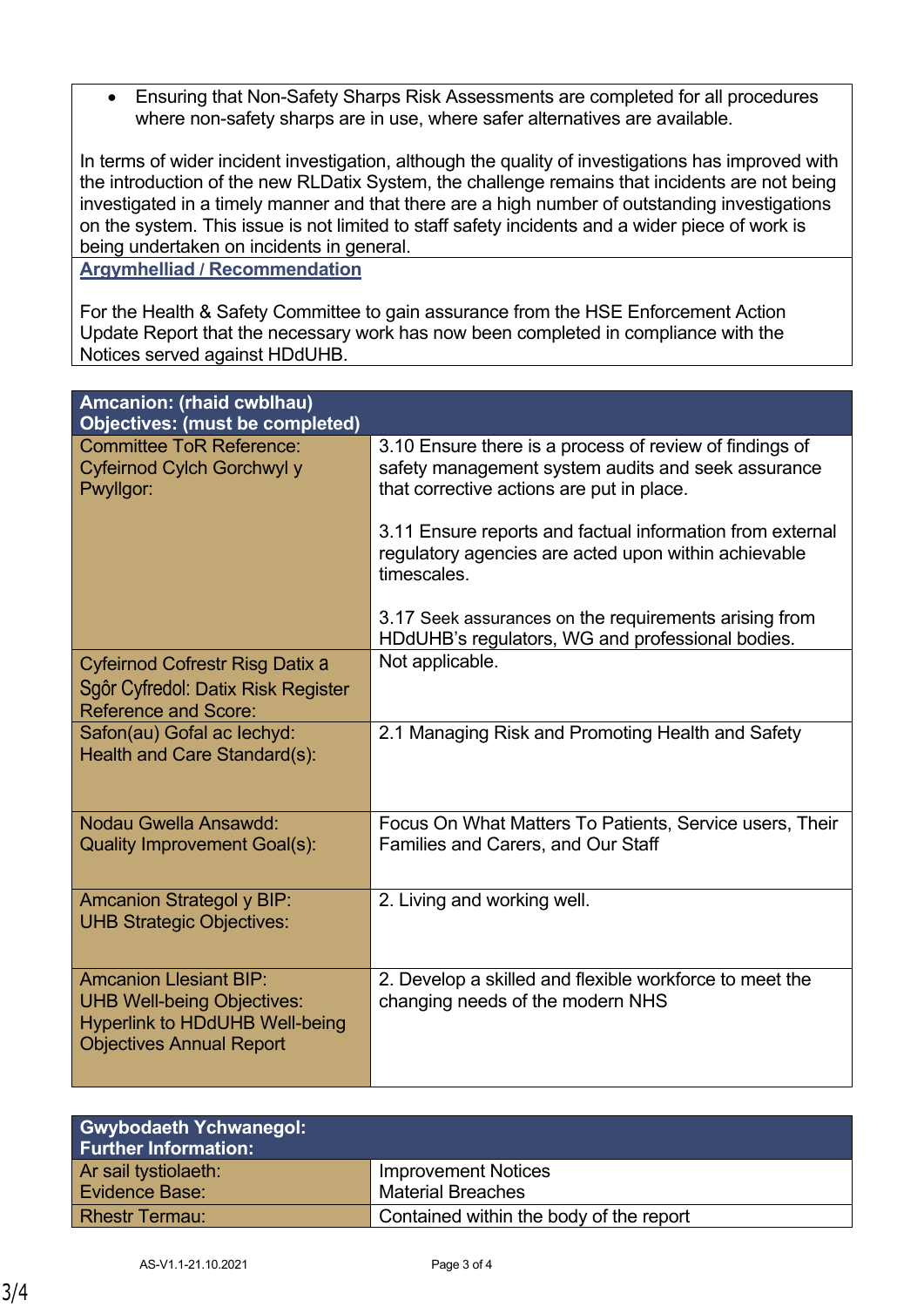- Ensuring that Non-Safety Sharps Risk Assessments are completed for all procedures where non-safety sharps are in use, where safer alternatives are available.

In terms of wider incident investigation, although the quality of investigations has improved with the introduction of the new RLDatix System, the challenge remains that incidents are not being investigated in a timely manner and that there are a high number of outstanding investigations on the system. This issue is not limited to staff safety incidents and a wider piece of work is being undertaken on incidents in general.

**Argymhelliad / Recommendation**

For the Health & Safety Committee to gain assurance from the HSE Enforcement Action Update Report that the necessary work has now been completed in compliance with the Notices served against HDdUHB.

| **Amcanion: (rhaid cwblhau)<br>Objectives: (must be completed)** | |
|---|---|
| Committee ToR Reference:<br>Cyfeirnod Cylch Gorchwyl y Pwyllgor: | 3.10 Ensure there is a process of review of findings of safety management system audits and seek assurance that corrective actions are put in place.<br><br>3.11 Ensure reports and factual information from external regulatory agencies are acted upon within achievable timescales.<br><br>3.17 Seek assurances on the requirements arising from HDdUHB's regulators, WG and professional bodies. |
| Cyfeirnod Cofrestr Risg Datix a Sgôr Cyfredol: Datix Risk Register Reference and Score: | Not applicable. |
| Safon(au) Gofal ac Iechyd:<br>Health and Care Standard(s): | 2.1 Managing Risk and Promoting Health and Safety |
| Nodau Gwella Ansawdd:<br>Quality Improvement Goal(s): | Focus On What Matters To Patients, Service users, Their Families and Carers, and Our Staff |
| Amcanion Strategol y BIP:<br>UHB Strategic Objectives: | 2. Living and working well. |
| Amcanion Llesiant BIP:<br>UHB Well-being Objectives:<br>Hyperlink to HDdUHB Well-being Objectives Annual Report | 2. Develop a skilled and flexible workforce to meet the changing needs of the modern NHS |

| **Gwybodaeth Ychwanegol:<br>Further Information:** | |
|---|---|
| Ar sail tystiolaeth:<br>Evidence Base: | Improvement Notices<br>Material Breaches |
| Rhestr Termau: | Contained within the body of the report |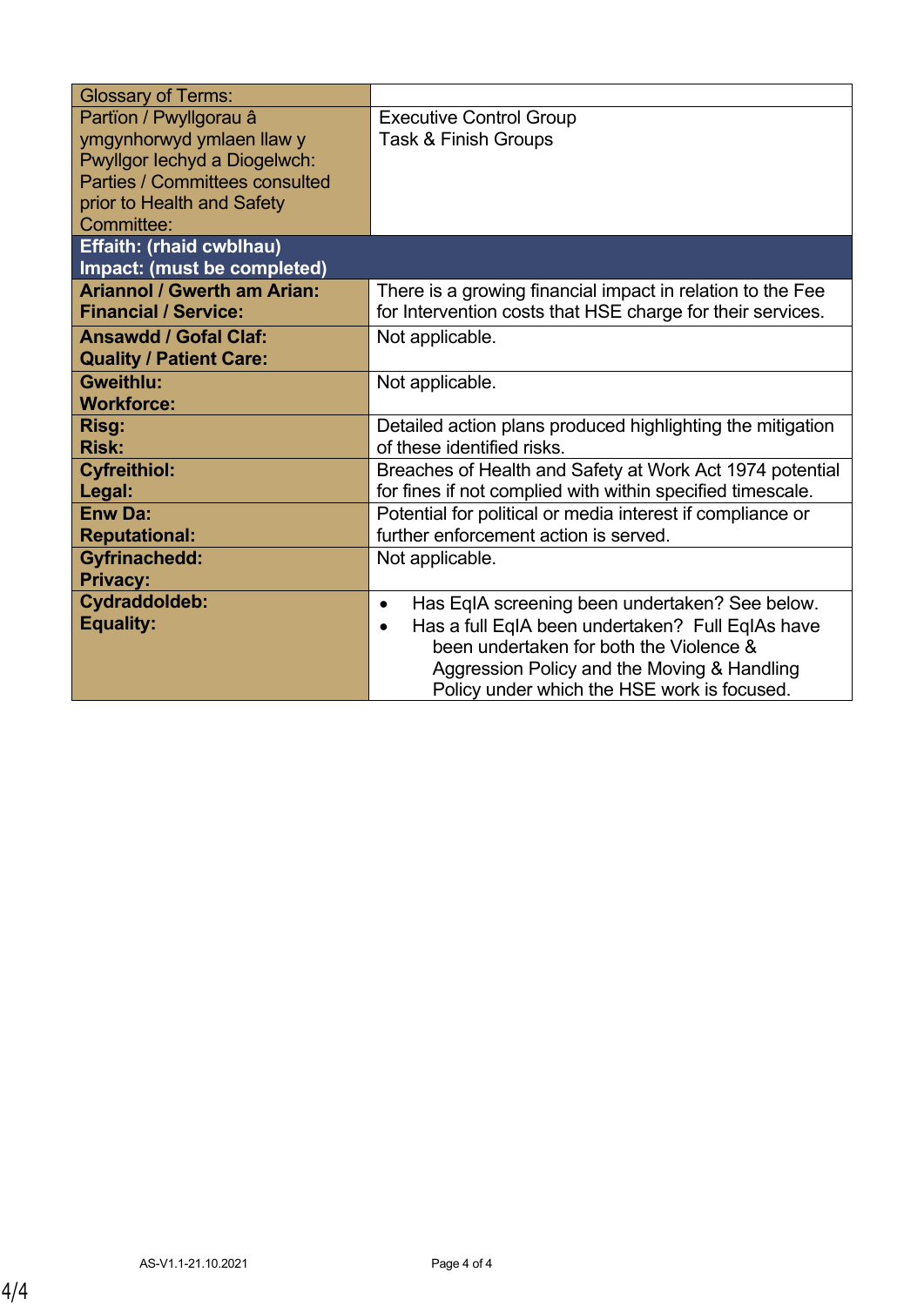| | |
|---|---|
| Glossary of Terms: | |
| Partïon / Pwyllgorau â ymgynhorwyd ymlaen llaw y Pwyllgor Iechyd a Diogelwch: Parties / Committees consulted prior to Health and Safety Committee: | Executive Control Group<br>Task & Finish Groups |
| **Effaith: (rhaid cwblhau)**<br>**Impact: (must be completed)** | |
| **Ariannol / Gwerth am Arian:**<br>**Financial / Service:** | There is a growing financial impact in relation to the Fee for Intervention costs that HSE charge for their services. |
| **Ansawdd / Gofal Claf:**<br>**Quality / Patient Care:** | Not applicable. |
| **Gweithlu:**<br>**Workforce:** | Not applicable. |
| **Risg:**<br>**Risk:** | Detailed action plans produced highlighting the mitigation of these identified risks. |
| **Cyfreithiol:**<br>**Legal:** | Breaches of Health and Safety at Work Act 1974 potential for fines if not complied with within specified timescale. |
| **Enw Da:**<br>**Reputational:** | Potential for political or media interest if compliance or further enforcement action is served. |
| **Gyfrinachedd:**<br>**Privacy:** | Not applicable. |
| **Cydraddoldeb:**<br>**Equality:** | • Has EqIA screening been undertaken? See below.<br>• Has a full EqIA been undertaken? Full EqIAs have been undertaken for both the Violence & Aggression Policy and the Moving & Handling Policy under which the HSE work is focused. |

AS-V1.1-21.10.2021